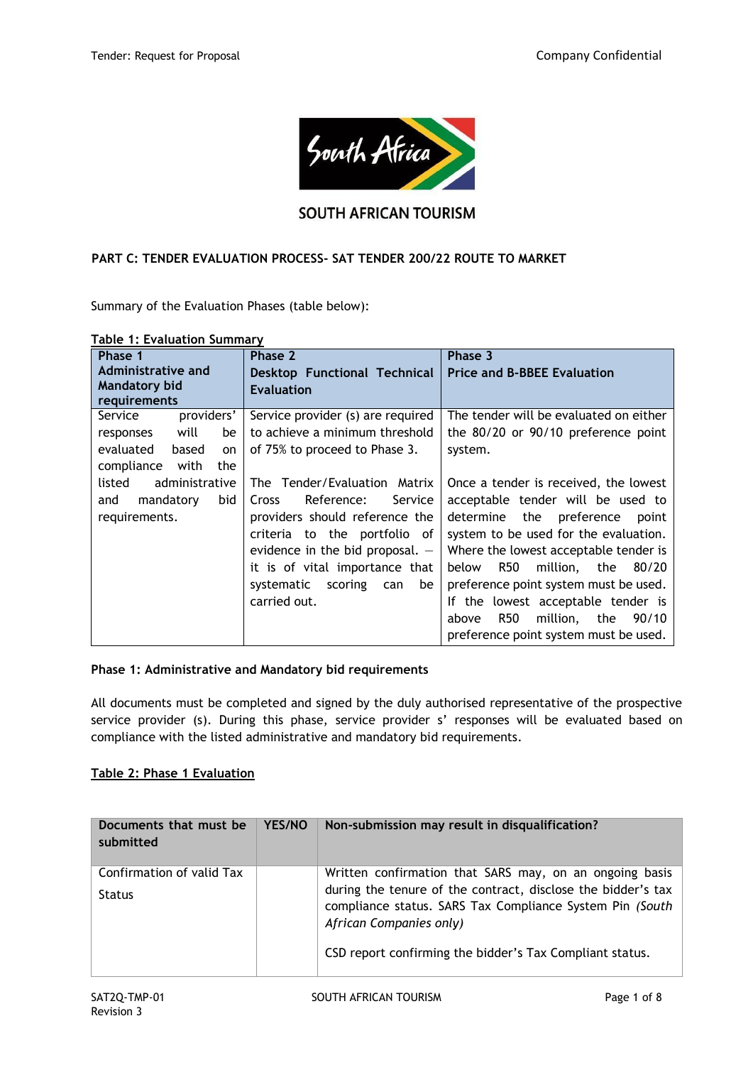SOUTH AFRICAN TOURISM

## PART C: TENDER EVALUATION PROCESS- SAT TENDER 200/22 ROUTE TO MARKET

Summary of the Evaluation Phases (table below):

**Table 1: Evaluation Summary**

| Phase 1 Administrative and Mandatory bid requirements | Phase 2 Desktop Functional Technical Evaluation | Phase 3 Price and B-BBEE Evaluation |
|---|---|---|
| Service providers' responses will be evaluated based on compliance with the listed administrative and mandatory bid requirements. | Service provider (s) are required to achieve a minimum threshold of 75% to proceed to Phase 3.<br><br>The Tender/Evaluation Matrix Cross Reference: Service providers should reference the criteria to the portfolio of evidence in the bid proposal. – it is of vital importance that systematic scoring can be carried out. | The tender will be evaluated on either the 80/20 or 90/10 preference point system.<br><br>Once a tender is received, the lowest acceptable tender will be used to determine the preference point system to be used for the evaluation. Where the lowest acceptable tender is below R50 million, the 80/20 preference point system must be used. If the lowest acceptable tender is above R50 million, the 90/10 preference point system must be used. |

### Phase 1: Administrative and Mandatory bid requirements

All documents must be completed and signed by the duly authorised representative of the prospective service provider (s). During this phase, service provider s' responses will be evaluated based on compliance with the listed administrative and mandatory bid requirements.

**Table 2: Phase 1 Evaluation**

| Documents that must be submitted | YES/NO | Non-submission may result in disqualification? |
|---|---|---|
| Confirmation of valid Tax Status | | Written confirmation that SARS may, on an ongoing basis during the tenure of the contract, disclose the bidder's tax compliance status. SARS Tax Compliance System Pin *(South African Companies only)*<br><br>CSD report confirming the bidder's Tax Compliant status. |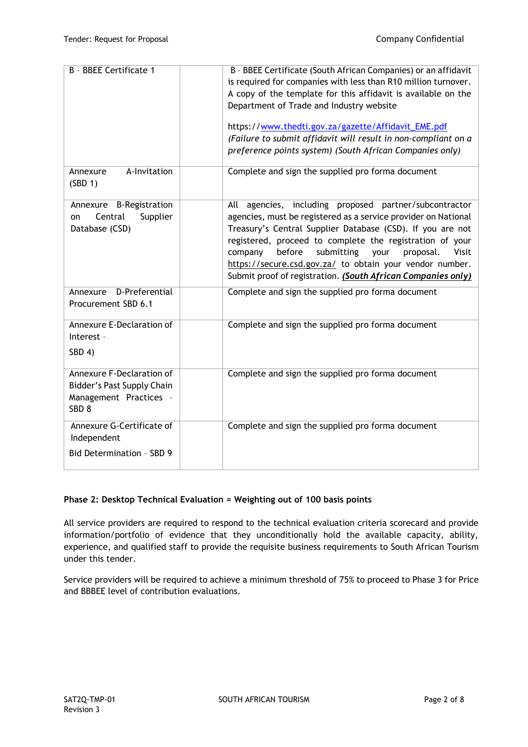| B - BBEE Certificate 1 | | B - BBEE Certificate (South African Companies) or an affidavit is required for companies with less than R10 million turnover. A copy of the template for this affidavit is available on the Department of Trade and Industry website<br><br>https://www.thedti.gov.za/gazette/Affidavit_EME.pdf *(Failure to submit affidavit will result in non-compliant on a preference points system) (South African Companies only)* |
|---|---|---|
| Annexure A-Invitation (SBD 1) | | Complete and sign the supplied pro forma document |
| Annexure B-Registration on Central Supplier Database (CSD) | | All agencies, including proposed partner/subcontractor agencies, must be registered as a service provider on National Treasury's Central Supplier Database (CSD). If you are not registered, proceed to complete the registration of your company before submitting your proposal. Visit https://secure.csd.gov.za/ to obtain your vendor number. Submit proof of registration. ***South African Companies only)*** |
| Annexure D-Preferential Procurement SBD 6.1 | | Complete and sign the supplied pro forma document |
| Annexure E-Declaration of Interest - SBD 4) | | Complete and sign the supplied pro forma document |
| Annexure F-Declaration of Bidder's Past Supply Chain Management Practices - SBD 8 | | Complete and sign the supplied pro forma document |
| Annexure G-Certificate of Independent Bid Determination - SBD 9 | | Complete and sign the supplied pro forma document |

**Phase 2: Desktop Technical Evaluation = Weighting out of 100 basis points**

All service providers are required to respond to the technical evaluation criteria scorecard and provide information/portfolio of evidence that they unconditionally hold the available capacity, ability, experience, and qualified staff to provide the requisite business requirements to South African Tourism under this tender.

Service providers will be required to achieve a minimum threshold of 75% to proceed to Phase 3 for Price and BBBEE level of contribution evaluations.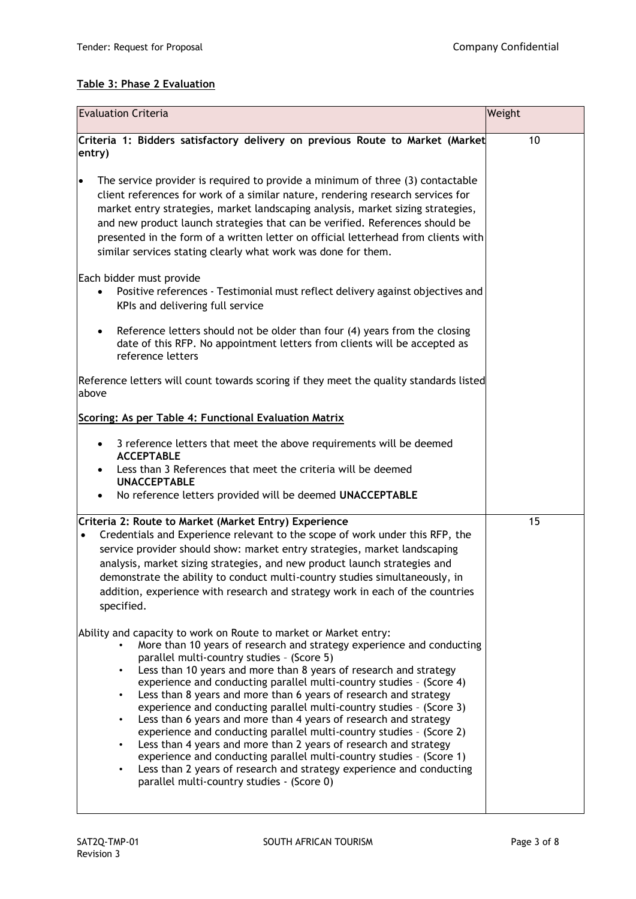**Table 3: Phase 2 Evaluation**

| Evaluation Criteria | Weight |
|---|---|
| **Criteria 1: Bidders satisfactory delivery on previous Route to Market (Market entry)**<br><br>• The service provider is required to provide a minimum of three (3) contactable client references for work of a similar nature, rendering research services for market entry strategies, market landscaping analysis, market sizing strategies, and new product launch strategies that can be verified. References should be presented in the form of a written letter on official letterhead from clients with similar services stating clearly what work was done for them.<br><br>Each bidder must provide<br>• Positive references - Testimonial must reflect delivery against objectives and KPIs and delivering full service<br>• Reference letters should not be older than four (4) years from the closing date of this RFP. No appointment letters from clients will be accepted as reference letters<br><br>Reference letters will count towards scoring if they meet the quality standards listed above<br><br>**Scoring: As per Table 4: Functional Evaluation Matrix**<br><br>• 3 reference letters that meet the above requirements will be deemed **ACCEPTABLE**<br>• Less than 3 References that meet the criteria will be deemed **UNACCEPTABLE**<br>• No reference letters provided will be deemed **UNACCEPTABLE** | 10 |
| **Criteria 2: Route to Market (Market Entry) Experience**<br>• Credentials and Experience relevant to the scope of work under this RFP, the service provider should show: market entry strategies, market landscaping analysis, market sizing strategies, and new product launch strategies and demonstrate the ability to conduct multi-country studies simultaneously, in addition, experience with research and strategy work in each of the countries specified.<br><br>Ability and capacity to work on Route to market or Market entry:<br>• More than 10 years of research and strategy experience and conducting parallel multi-country studies – (Score 5)<br>• Less than 10 years and more than 8 years of research and strategy experience and conducting parallel multi-country studies – (Score 4)<br>• Less than 8 years and more than 6 years of research and strategy experience and conducting parallel multi-country studies – (Score 3)<br>• Less than 6 years and more than 4 years of research and strategy experience and conducting parallel multi-country studies – (Score 2)<br>• Less than 4 years and more than 2 years of research and strategy experience and conducting parallel multi-country studies – (Score 1)<br>• Less than 2 years of research and strategy experience and conducting parallel multi-country studies - (Score 0) | 15 |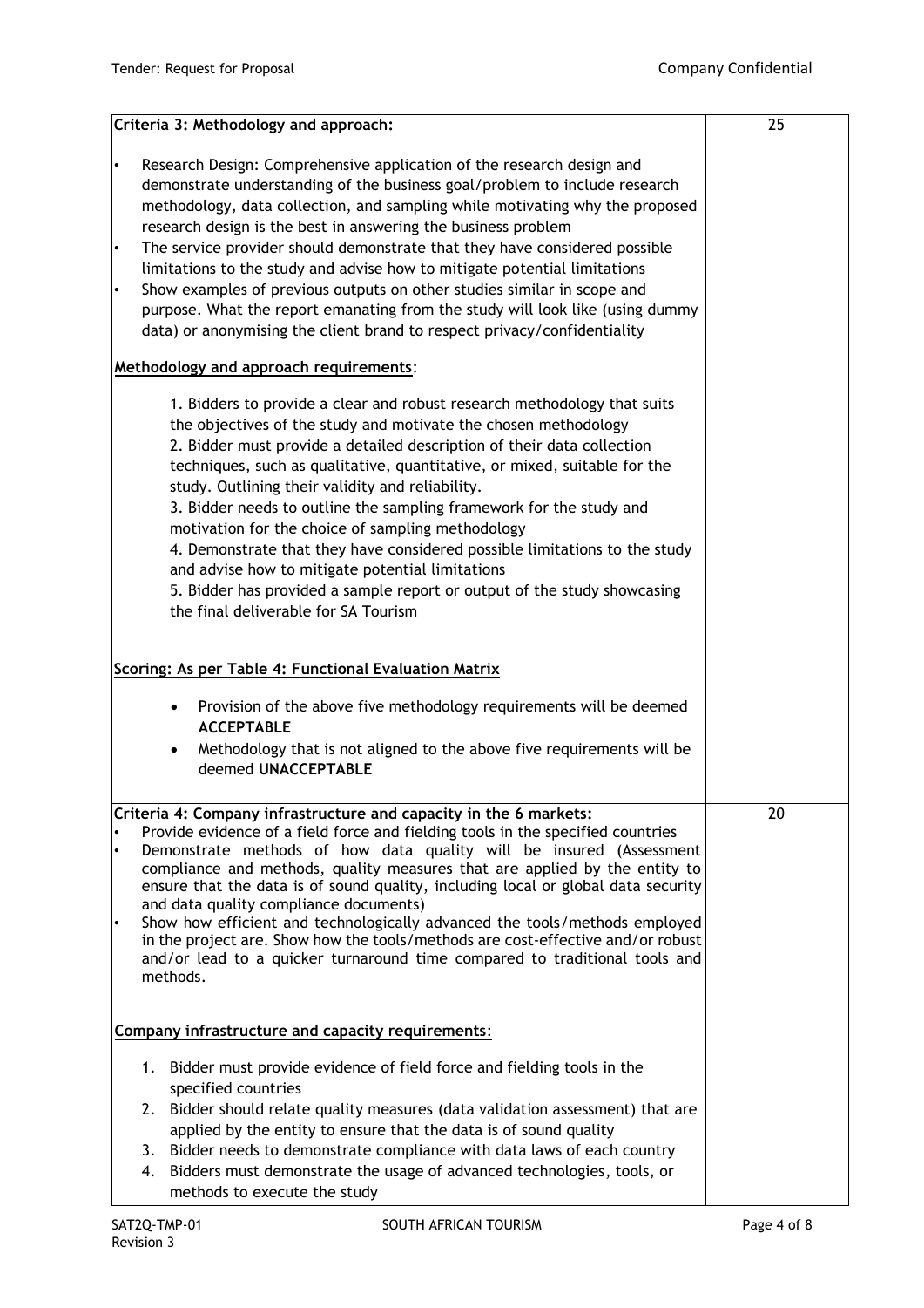| Criteria 3: Methodology and approach: | 25 |
| --- | --- |
| • Research Design: Comprehensive application of the research design and demonstrate understanding of the business goal/problem to include research methodology, data collection, and sampling while motivating why the proposed research design is the best in answering the business problem<br>• The service provider should demonstrate that they have considered possible limitations to the study and advise how to mitigate potential limitations<br>• Show examples of previous outputs on other studies similar in scope and purpose. What the report emanating from the study will look like (using dummy data) or anonymising the client brand to respect privacy/confidentiality<br><br>**Methodology and approach requirements**:<br><br>1. Bidders to provide a clear and robust research methodology that suits the objectives of the study and motivate the chosen methodology<br>2. Bidder must provide a detailed description of their data collection techniques, such as qualitative, quantitative, or mixed, suitable for the study. Outlining their validity and reliability.<br>3. Bidder needs to outline the sampling framework for the study and motivation for the choice of sampling methodology<br>4. Demonstrate that they have considered possible limitations to the study and advise how to mitigate potential limitations<br>5. Bidder has provided a sample report or output of the study showcasing the final deliverable for SA Tourism<br><br>**Scoring: As per Table 4: Functional Evaluation Matrix**<br><br>• Provision of the above five methodology requirements will be deemed **ACCEPTABLE**<br>• Methodology that is not aligned to the above five requirements will be deemed **UNACCEPTABLE** | |
| **Criteria 4: Company infrastructure and capacity in the 6 markets:**<br>• Provide evidence of a field force and fielding tools in the specified countries<br>• Demonstrate methods of how data quality will be insured (Assessment compliance and methods, quality measures that are applied by the entity to ensure that the data is of sound quality, including local or global data security and data quality compliance documents)<br>• Show how efficient and technologically advanced the tools/methods employed in the project are. Show how the tools/methods are cost-effective and/or robust and/or lead to a quicker turnaround time compared to traditional tools and methods.<br><br>**Company infrastructure and capacity requirements**:<br><br>1. Bidder must provide evidence of field force and fielding tools in the specified countries<br>2. Bidder should relate quality measures (data validation assessment) that are applied by the entity to ensure that the data is of sound quality<br>3. Bidder needs to demonstrate compliance with data laws of each country<br>4. Bidders must demonstrate the usage of advanced technologies, tools, or methods to execute the study | 20 |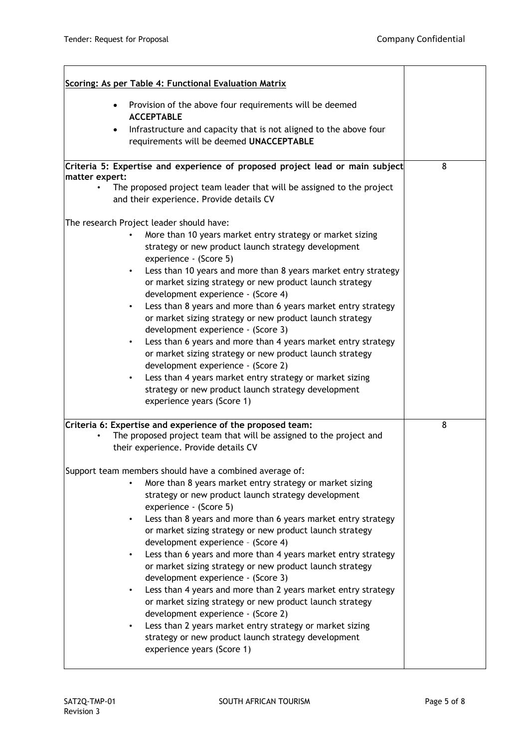| | |
|---|---|
| **Scoring: As per Table 4: Functional Evaluation Matrix**<br><br>• Provision of the above four requirements will be deemed **ACCEPTABLE**<br>• Infrastructure and capacity that is not aligned to the above four requirements will be deemed **UNACCEPTABLE** | |
| **Criteria 5: Expertise and experience of proposed project lead or main subject matter expert:**<br>• The proposed project team leader that will be assigned to the project and their experience. Provide details CV<br><br>The research Project leader should have:<br>• More than 10 years market entry strategy or market sizing strategy or new product launch strategy development experience - (Score 5)<br>• Less than 10 years and more than 8 years market entry strategy or market sizing strategy or new product launch strategy development experience - (Score 4)<br>• Less than 8 years and more than 6 years market entry strategy or market sizing strategy or new product launch strategy development experience - (Score 3)<br>• Less than 6 years and more than 4 years market entry strategy or market sizing strategy or new product launch strategy development experience - (Score 2)<br>• Less than 4 years market entry strategy or market sizing strategy or new product launch strategy development experience years (Score 1) | 8 |
| **Criteria 6: Expertise and experience of the proposed team:**<br>• The proposed project team that will be assigned to the project and their experience. Provide details CV<br><br>Support team members should have a combined average of:<br>• More than 8 years market entry strategy or market sizing strategy or new product launch strategy development experience - (Score 5)<br>• Less than 8 years and more than 6 years market entry strategy or market sizing strategy or new product launch strategy development experience – (Score 4)<br>• Less than 6 years and more than 4 years market entry strategy or market sizing strategy or new product launch strategy development experience - (Score 3)<br>• Less than 4 years and more than 2 years market entry strategy or market sizing strategy or new product launch strategy development experience - (Score 2)<br>• Less than 2 years market entry strategy or market sizing strategy or new product launch strategy development experience years (Score 1) | 8 |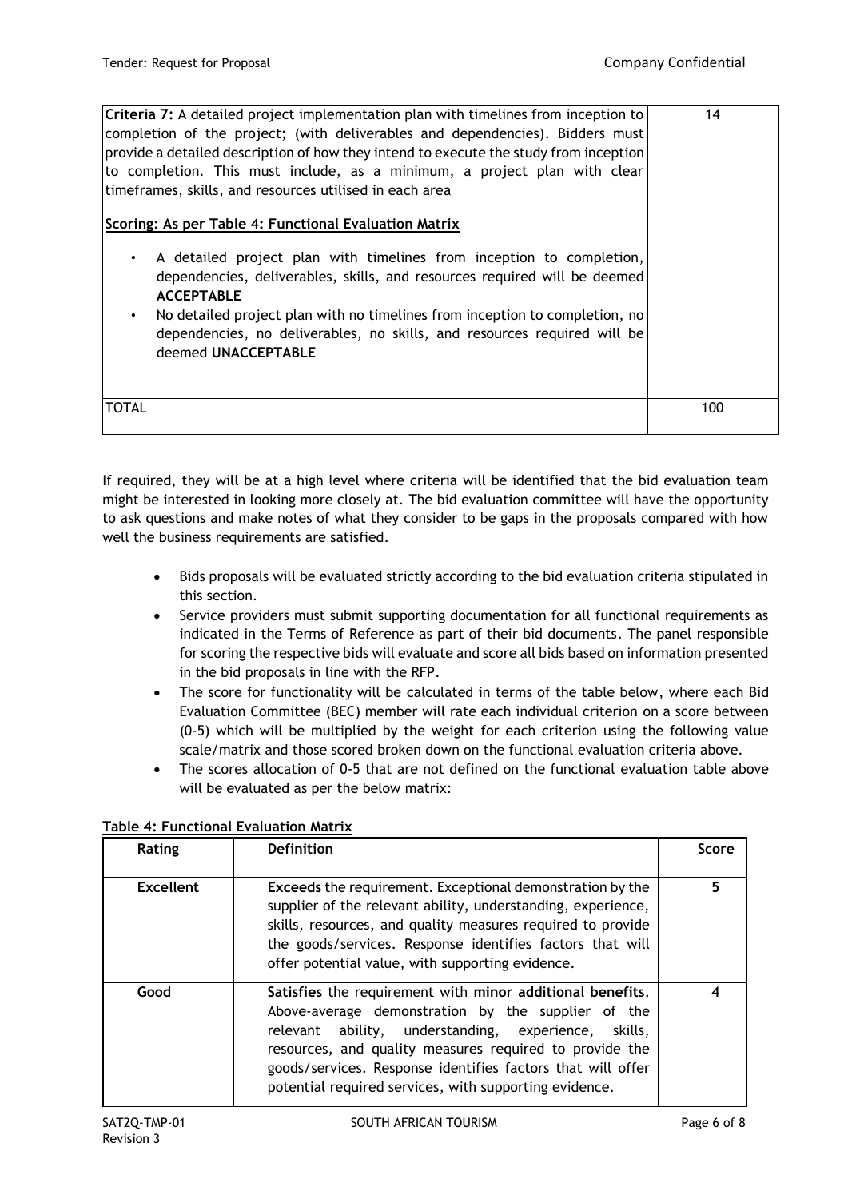| | |
|---|---|
| **Criteria 7:** A detailed project implementation plan with timelines from inception to completion of the project; (with deliverables and dependencies). Bidders must provide a detailed description of how they intend to execute the study from inception to completion. This must include, as a minimum, a project plan with clear timeframes, skills, and resources utilised in each area<br><br>**Scoring: As per Table 4: Functional Evaluation Matrix**<br><br>• A detailed project plan with timelines from inception to completion, dependencies, deliverables, skills, and resources required will be deemed **ACCEPTABLE**<br>• No detailed project plan with no timelines from inception to completion, no dependencies, no deliverables, no skills, and resources required will be deemed **UNACCEPTABLE** | 14 |
| TOTAL | 100 |

If required, they will be at a high level where criteria will be identified that the bid evaluation team might be interested in looking more closely at. The bid evaluation committee will have the opportunity to ask questions and make notes of what they consider to be gaps in the proposals compared with how well the business requirements are satisfied.

- Bids proposals will be evaluated strictly according to the bid evaluation criteria stipulated in this section.
- Service providers must submit supporting documentation for all functional requirements as indicated in the Terms of Reference as part of their bid documents. The panel responsible for scoring the respective bids will evaluate and score all bids based on information presented in the bid proposals in line with the RFP.
- The score for functionality will be calculated in terms of the table below, where each Bid Evaluation Committee (BEC) member will rate each individual criterion on a score between (0-5) which will be multiplied by the weight for each criterion using the following value scale/matrix and those scored broken down on the functional evaluation criteria above.
- The scores allocation of 0-5 that are not defined on the functional evaluation table above will be evaluated as per the below matrix:

**Table 4: Functional Evaluation Matrix**

| Rating | Definition | Score |
|---|---|---|
| **Excellent** | **Exceeds** the requirement. Exceptional demonstration by the supplier of the relevant ability, understanding, experience, skills, resources, and quality measures required to provide the goods/services. Response identifies factors that will offer potential value, with supporting evidence. | **5** |
| **Good** | **Satisfies** the requirement with **minor additional benefits**. Above-average demonstration by the supplier of the relevant ability, understanding, experience, skills, resources, and quality measures required to provide the goods/services. Response identifies factors that will offer potential required services, with supporting evidence. | **4** |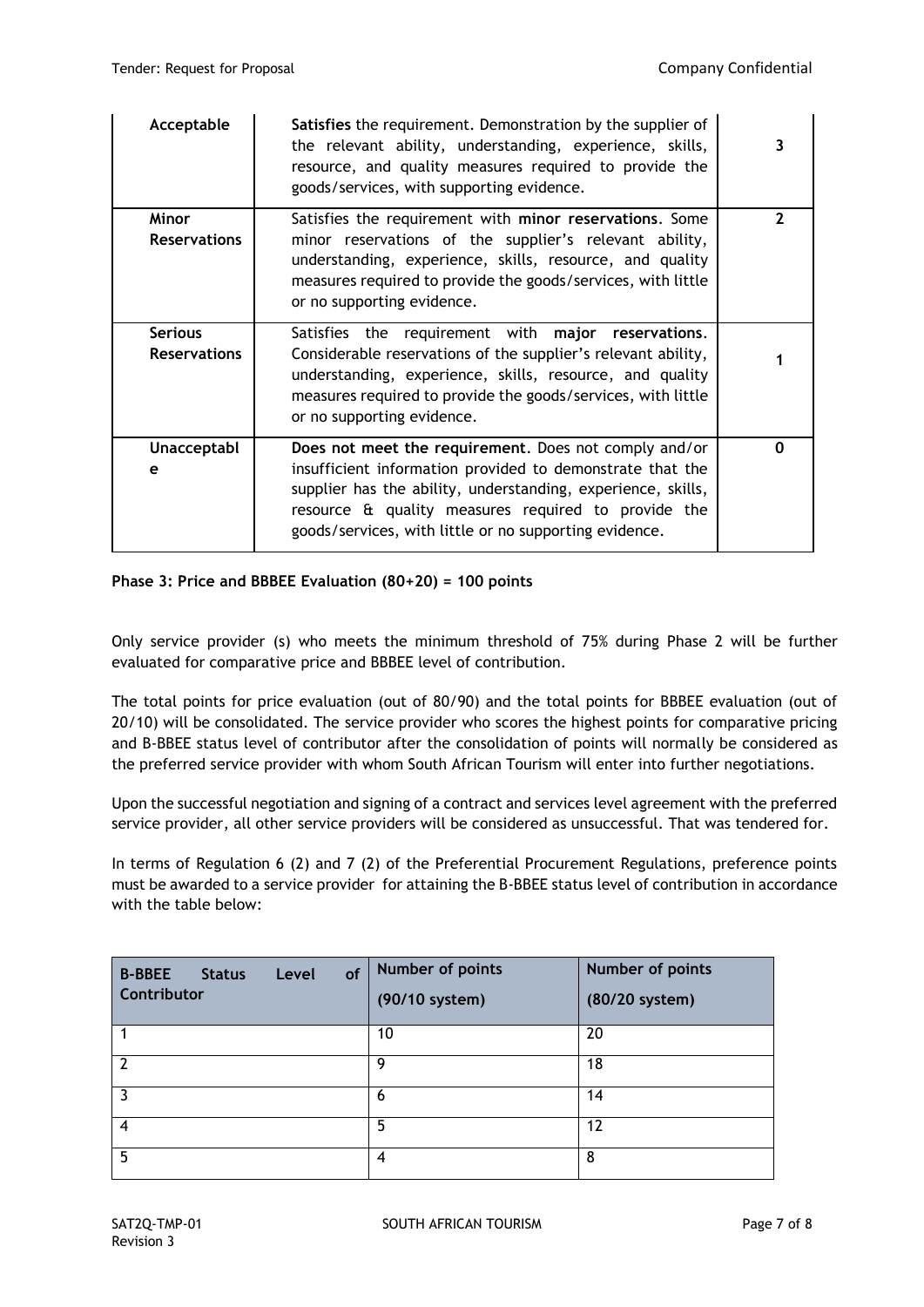| | | |
|---|---|---|
| **Acceptable** | **Satisfies** the requirement. Demonstration by the supplier of the relevant ability, understanding, experience, skills, resource, and quality measures required to provide the goods/services, with supporting evidence. | **3** |
| **Minor Reservations** | Satisfies the requirement with **minor reservations**. Some minor reservations of the supplier's relevant ability, understanding, experience, skills, resource, and quality measures required to provide the goods/services, with little or no supporting evidence. | **2** |
| **Serious Reservations** | Satisfies the requirement with **major reservations**. Considerable reservations of the supplier's relevant ability, understanding, experience, skills, resource, and quality measures required to provide the goods/services, with little or no supporting evidence. | **1** |
| **Unacceptable** | **Does not meet the requirement**. Does not comply and/or insufficient information provided to demonstrate that the supplier has the ability, understanding, experience, skills, resource & quality measures required to provide the goods/services, with little or no supporting evidence. | **0** |

**Phase 3: Price and BBBEE Evaluation (80+20) = 100 points**

Only service provider (s) who meets the minimum threshold of 75% during Phase 2 will be further evaluated for comparative price and BBBEE level of contribution.

The total points for price evaluation (out of 80/90) and the total points for BBBEE evaluation (out of 20/10) will be consolidated. The service provider who scores the highest points for comparative pricing and B-BBEE status level of contributor after the consolidation of points will normally be considered as the preferred service provider with whom South African Tourism will enter into further negotiations.

Upon the successful negotiation and signing of a contract and services level agreement with the preferred service provider, all other service providers will be considered as unsuccessful. That was tendered for.

In terms of Regulation 6 (2) and 7 (2) of the Preferential Procurement Regulations, preference points must be awarded to a service provider for attaining the B-BBEE status level of contribution in accordance with the table below:

| B-BBEE Status Level of Contributor | Number of points (90/10 system) | Number of points (80/20 system) |
|---|---|---|
| 1 | 10 | 20 |
| 2 | 9 | 18 |
| 3 | 6 | 14 |
| 4 | 5 | 12 |
| 5 | 4 | 8 |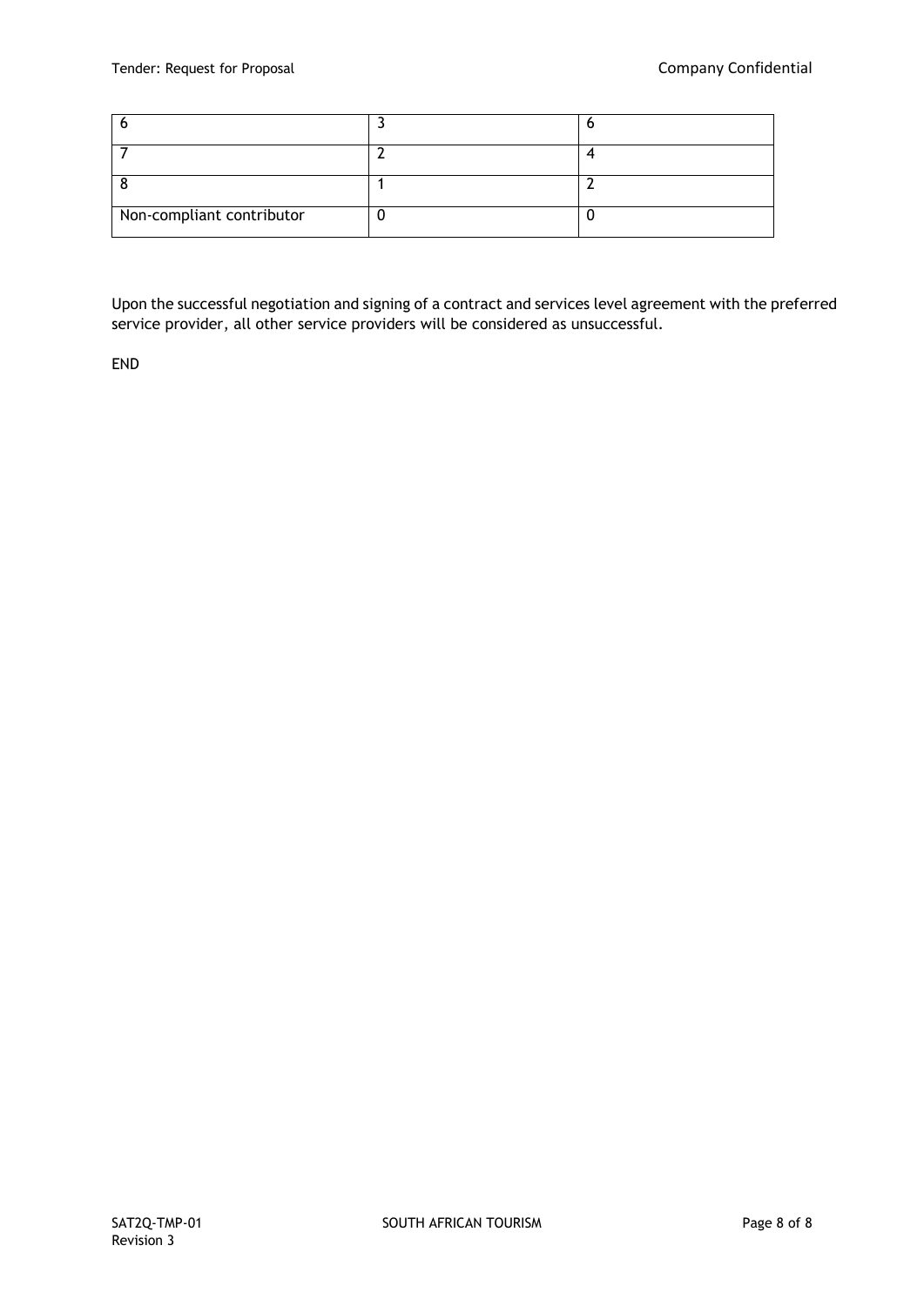| | | |
|---|---|---|
| 6 | 3 | 6 |
| 7 | 2 | 4 |
| 8 | 1 | 2 |
| Non-compliant contributor | 0 | 0 |

Upon the successful negotiation and signing of a contract and services level agreement with the preferred service provider, all other service providers will be considered as unsuccessful.

END